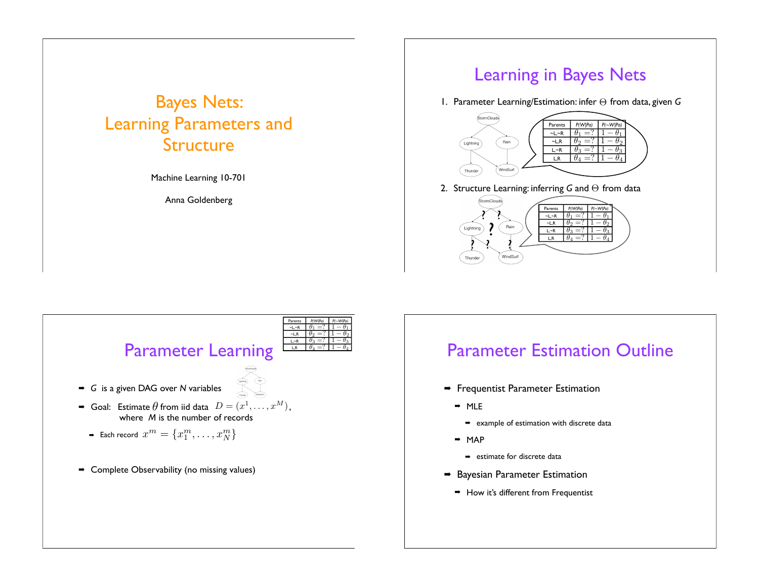# Bayes Nets: Learning Parameters and Structure

Machine Learning 10-701

Anna Goldenberg

## Learning in Bayes Nets

1. Parameter Learning/Estimation: infer $\Theta$ from data, given *G*

| Parents | P(W\|Pa) | P(~W\|Pa) |
|---|---|---|
| ~L,~R | $\theta_1 = ?$ | $1-\theta_1$ |
| ~L,R | $\theta_2 = ?$ | $1-\theta_2$ |
| L,~R | $\theta_3 = ?$ | $1-\theta_3$ |
| L,R | $\theta_4 = ?$ | $1-\theta_4$ |

2. Structure Learning: inferring *G* and $\Theta$ from data

| Parents | P(W\|Pa) | P(~W\|Pa) |
|---|---|---|
| ~L,~R | $\theta_1 = ?$ | $1-\theta_1$ |
| ~L,R | $\theta_2 = ?$ | $1-\theta_2$ |
| L,~R | $\theta_3 = ?$ | $1-\theta_3$ |
| L,R | $\theta_4 = ?$ | $1-\theta_4$ |

## Parameter Learning

| Parents | P(W\|Pa) | P(~W\|Pa) |
|---|---|---|
| ~L,~R | $\theta_1 = ?$ | $1-\theta_1$ |
| ~L,R | $\theta_2 = ?$ | $1-\theta_2$ |
| L,~R | $\theta_3 = ?$ | $1-\theta_3$ |
| L,R | $\theta_4 = ?$ | $1-\theta_4$ |

- *G* is a given DAG over *N* variables
- Goal: Estimate $\theta$ from iid data $D = (x^1, \ldots, x^M)$, where *M* is the number of records
  - Each record $x^m = \{x_1^m, \ldots, x_N^m\}$
- Complete Observability (no missing values)

## Parameter Estimation Outline

- Frequentist Parameter Estimation
  - MLE
    - example of estimation with discrete data
  - MAP
    - estimate for discrete data
- Bayesian Parameter Estimation
  - How it's different from Frequentist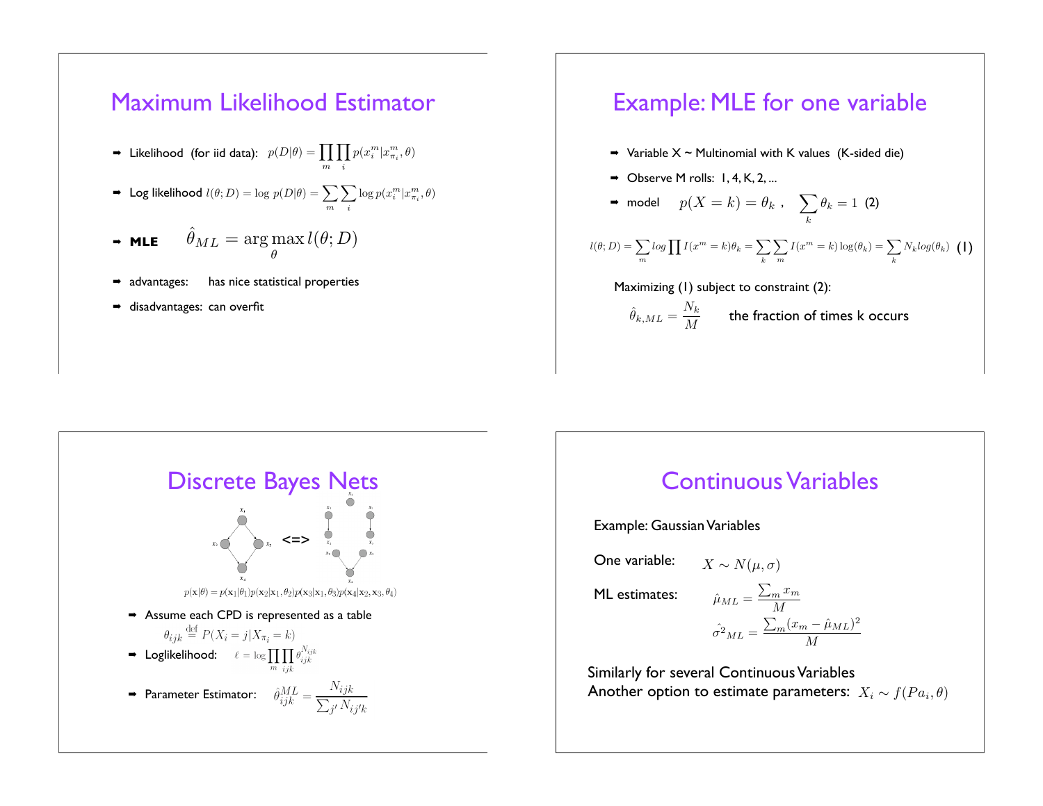# Maximum Likelihood Estimator

- Likelihood (for iid data): $p(D|\theta) = \prod_m \prod_i p(x_i^m | x_{\pi_i}^m, \theta)$
- Log likelihood $l(\theta; D) = \log\, p(D|\theta) = \sum_m \sum_i \log p(x_i^m | x_{\pi_i}^m, \theta)$
- **MLE** $\hat{\theta}_{ML} = \arg\max_\theta l(\theta; D)$
- advantages: has nice statistical properties
- disadvantages: can overfit

# Example: MLE for one variable

- Variable X ~ Multinomial with K values (K-sided die)
- Observe M rolls: 1, 4, K, 2, ...
- model $p(X = k) = \theta_k$ , $\sum_k \theta_k = 1$ (2)

$$l(\theta; D) = \sum_m log \prod I(x^m = k)\theta_k = \sum_k \sum_m I(x^m = k) \log(\theta_k) = \sum_k N_k log(\theta_k) \quad (1)$$

Maximizing (1) subject to constraint (2):

$\hat{\theta}_{k,ML} = \frac{N_k}{M}$ the fraction of times k occurs

# Discrete Bayes Nets

$$p(\mathbf{x}|\theta) = p(\mathbf{x}_1|\theta_1)p(\mathbf{x}_2|\mathbf{x}_1, \theta_2)p(\mathbf{x}_3|\mathbf{x}_1, \theta_3)p(\mathbf{x}_4|\mathbf{x}_2, \mathbf{x}_3, \theta_4)$$

- Assume each CPD is represented as a table

  $\theta_{ijk} \stackrel{\text{def}}{=} P(X_i = j | X_{\pi_i} = k)$
- Loglikelihood: $\ell = \log \prod_m \prod_{ijk} \theta_{ijk}^{N_{ijk}}$
- Parameter Estimator: $\hat{\theta}_{ijk}^{ML} = \frac{N_{ijk}}{\sum_{j'} N_{ij'k}}$

# Continuous Variables

Example: Gaussian Variables

One variable: $X \sim N(\mu, \sigma)$

ML estimates:

$$\hat{\mu}_{ML} = \frac{\sum_m x_m}{M}$$

$$\hat{\sigma^2}_{ML} = \frac{\sum_m (x_m - \hat{\mu}_{ML})^2}{M}$$

Similarly for several Continuous Variables
Another option to estimate parameters: $X_i \sim f(Pa_i, \theta)$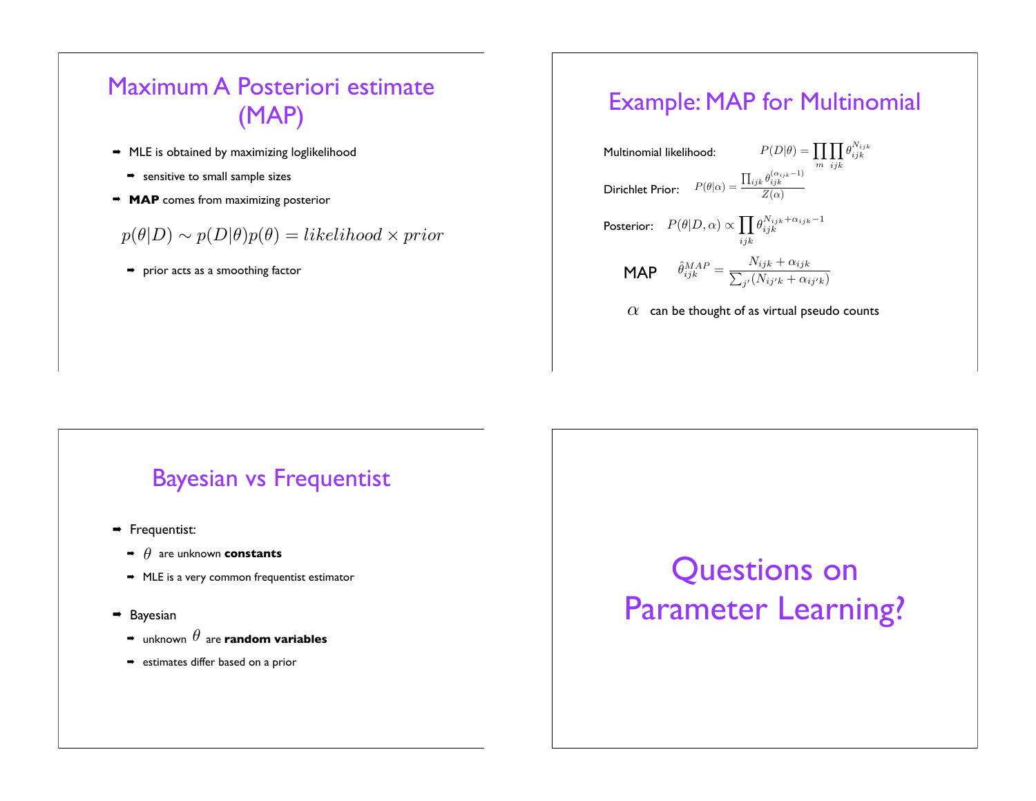## Maximum A Posteriori estimate (MAP)

- MLE is obtained by maximizing loglikelihood
  - sensitive to small sample sizes
- **MAP** comes from maximizing posterior

$$p(\theta|D) \sim p(D|\theta)p(\theta) = likelihood \times prior$$

  - prior acts as a smoothing factor

## Example: MAP for Multinomial

Multinomial likelihood: $P(D|\theta) = \prod_m \prod_{ijk} \theta_{ijk}^{N_{ijk}}$

Dirichlet Prior: $P(\theta|\alpha) = \frac{\prod_{ijk} \theta_{ijk}^{(\alpha_{ijk}-1)}}{Z(\alpha)}$

Posterior: $P(\theta|D, \alpha) \propto \prod_{ijk} \theta_{ijk}^{N_{ijk}+\alpha_{ijk}-1}$

MAP $\hat{\theta}_{ijk}^{MAP} = \frac{N_{ijk} + \alpha_{ijk}}{\sum_{j'}(N_{ij'k} + \alpha_{ij'k})}$

$\alpha$ can be thought of as virtual pseudo counts

## Bayesian vs Frequentist

- Frequentist:
  - $\theta$ are unknown **constants**
  - MLE is a very common frequentist estimator
- Bayesian
  - unknown $\theta$ are **random variables**
  - estimates differ based on a prior

# Questions on Parameter Learning?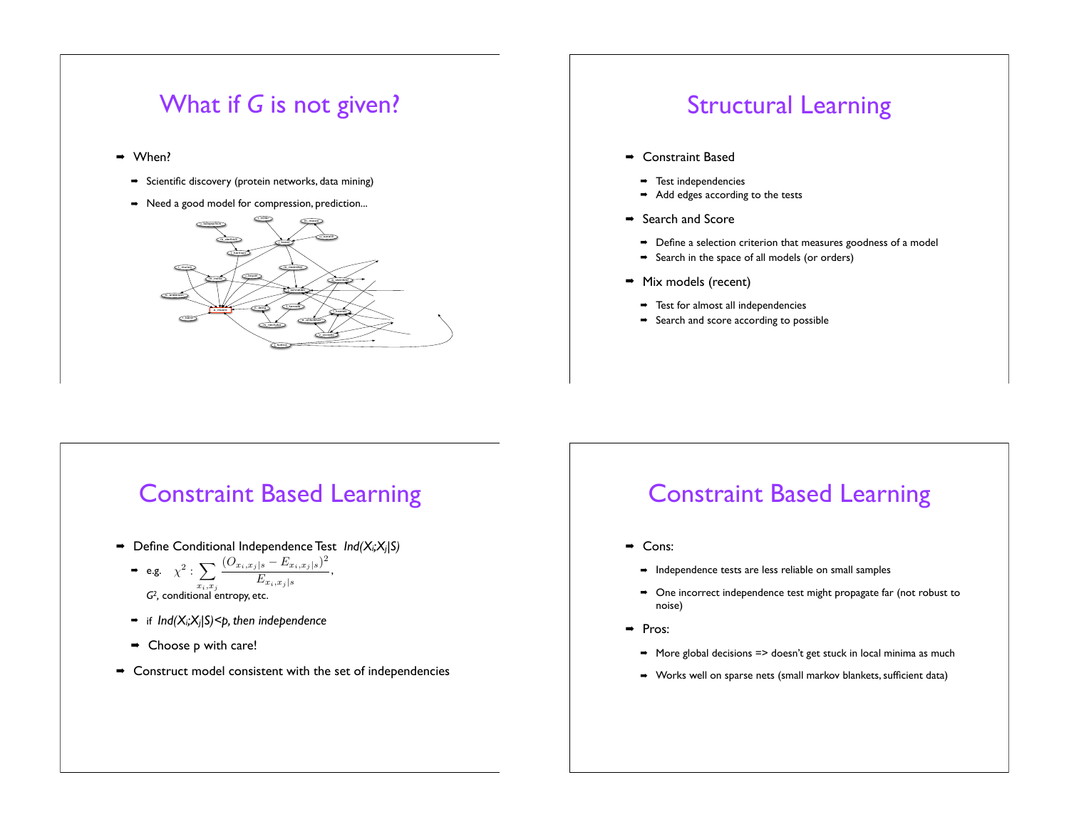# What if *G* is not given?

- When?
  - Scientific discovery (protein networks, data mining)
  - Need a good model for compression, prediction...

# Structural Learning

- Constraint Based
  - Test independencies
  - Add edges according to the tests
- Search and Score
  - Define a selection criterion that measures goodness of a model
  - Search in the space of all models (or orders)
- Mix models (recent)
  - Test for almost all independencies
  - Search and score according to possible

# Constraint Based Learning

- Define Conditional Independence Test *Ind(X*$_i$*;X*$_j$*|S)*
  - e.g. $\chi^2 : \sum_{x_i, x_j} \frac{(O_{x_i,x_j|s} - E_{x_i,x_j|s})^2}{E_{x_i,x_j|s}}$,
    $G^2$, conditional entropy, etc.
  - if *Ind(X*$_i$*;X*$_j$*|S)<p, then independence*
  - Choose p with care!
- Construct model consistent with the set of independencies

# Constraint Based Learning

- Cons:
  - Independence tests are less reliable on small samples
  - One incorrect independence test might propagate far (not robust to noise)
- Pros:
  - More global decisions => doesn't get stuck in local minima as much
  - Works well on sparse nets (small markov blankets, sufficient data)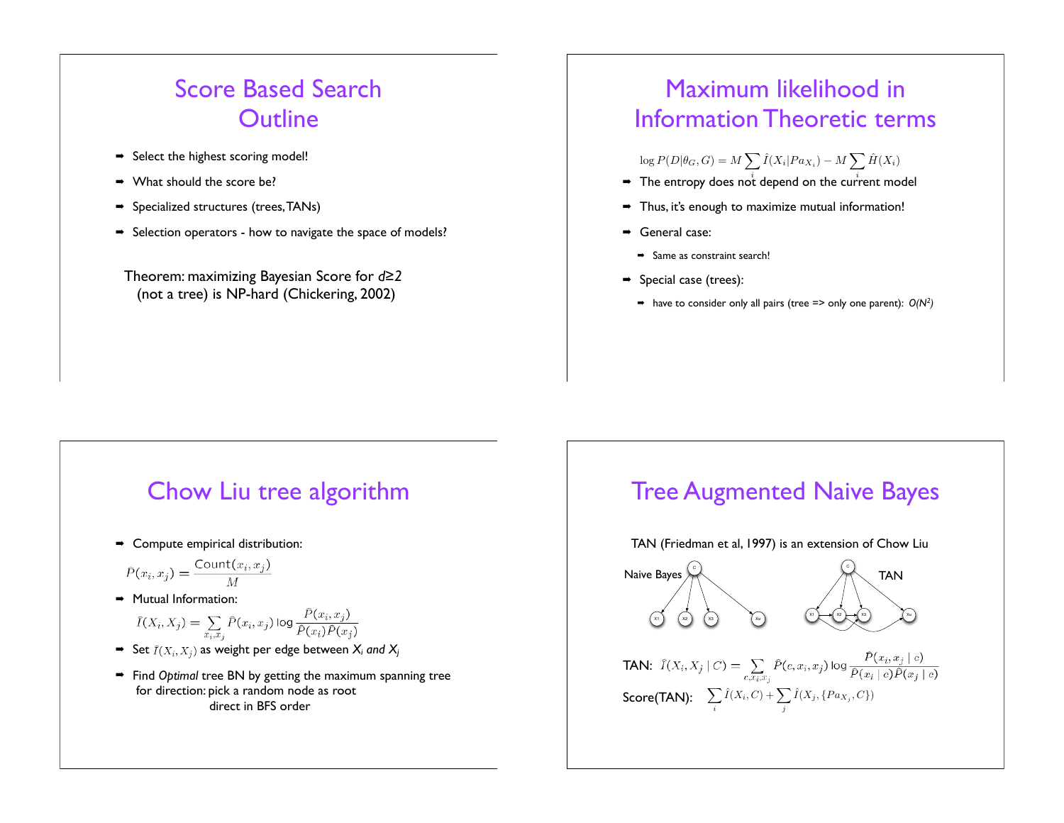# Score Based Search Outline

- Select the highest scoring model!
- What should the score be?
- Specialized structures (trees, TANs)
- Selection operators - how to navigate the space of models?

Theorem: maximizing Bayesian Score for *d*≥2 (not a tree) is NP-hard (Chickering, 2002)

# Maximum likelihood in Information Theoretic terms

$$\log P(D|\theta_G, G) = M \sum_i \hat{I}(X_i | Pa_{X_i}) - M \sum_i \hat{H}(X_i)$$

- The entropy does not depend on the current model
- Thus, it's enough to maximize mutual information!
- General case:
  - Same as constraint search!
- Special case (trees):
  - have to consider only all pairs (tree => only one parent): $O(N^2)$

# Chow Liu tree algorithm

- Compute empirical distribution:

$$\hat{P}(x_i, x_j) = \frac{\text{Count}(x_i, x_j)}{M}$$

- Mutual Information:

$$\hat{I}(X_i, X_j) = \sum_{x_i, x_j} \hat{P}(x_i, x_j) \log \frac{\hat{P}(x_i, x_j)}{\hat{P}(x_i)\hat{P}(x_j)}$$

- Set $\hat{I}(X_i, X_j)$ as weight per edge between $X_i$ *and* $X_j$
- Find *Optimal* tree BN by getting the maximum spanning tree for direction: pick a random node as root
  direct in BFS order

# Tree Augmented Naive Bayes

TAN (Friedman et al, 1997) is an extension of Chow Liu

Naive Bayes | TAN

TAN: $\hat{I}(X_i, X_j \mid C) = \sum_{c, x_i, x_j} \hat{P}(c, x_i, x_j) \log \frac{\hat{P}(x_i, x_j \mid c)}{\hat{P}(x_i \mid c)\hat{P}(x_j \mid c)}$

Score(TAN): $\sum_i \hat{I}(X_i, C) + \sum_j \hat{I}(X_j, \{Pa_{X_j}, C\})$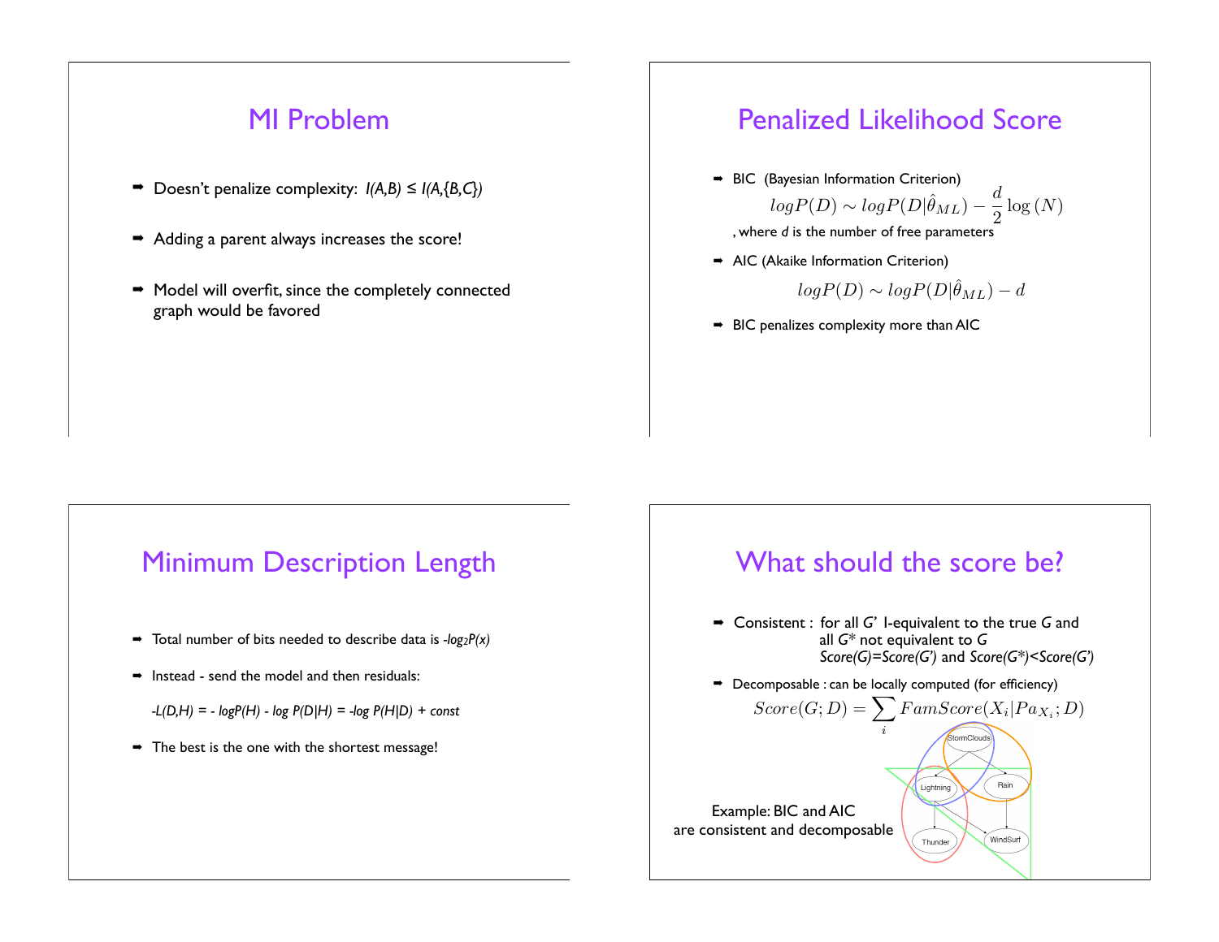## MI Problem

- Doesn't penalize complexity: $I(A,B) \leq I(A,\{B,C\})$
- Adding a parent always increases the score!
- Model will overfit, since the completely connected graph would be favored

## Penalized Likelihood Score

- BIC (Bayesian Information Criterion)

$$logP(D) \sim logP(D|\hat{\theta}_{ML}) - \frac{d}{2}\log(N)$$

, where *d* is the number of free parameters

- AIC (Akaike Information Criterion)

$$logP(D) \sim logP(D|\hat{\theta}_{ML}) - d$$

- BIC penalizes complexity more than AIC

## Minimum Description Length

- Total number of bits needed to describe data is $-log_2 P(x)$
- Instead - send the model and then residuals:

  *-L(D,H) = - logP(H) - log P(D|H) = -log P(H|D) + const*

- The best is the one with the shortest message!

## What should the score be?

- Consistent : for all *G'* I-equivalent to the true *G* and all *G\** not equivalent to *G*
  *Score(G)=Score(G')* and *Score(G\*)<Score(G')*
- Decomposable : can be locally computed (for efficiency)

$$Score(G;D) = \sum_i FamScore(X_i|Pa_{X_i};D)$$

Example: BIC and AIC are consistent and decomposable

StormClouds, Lightning, Rain, Thunder, WindSurf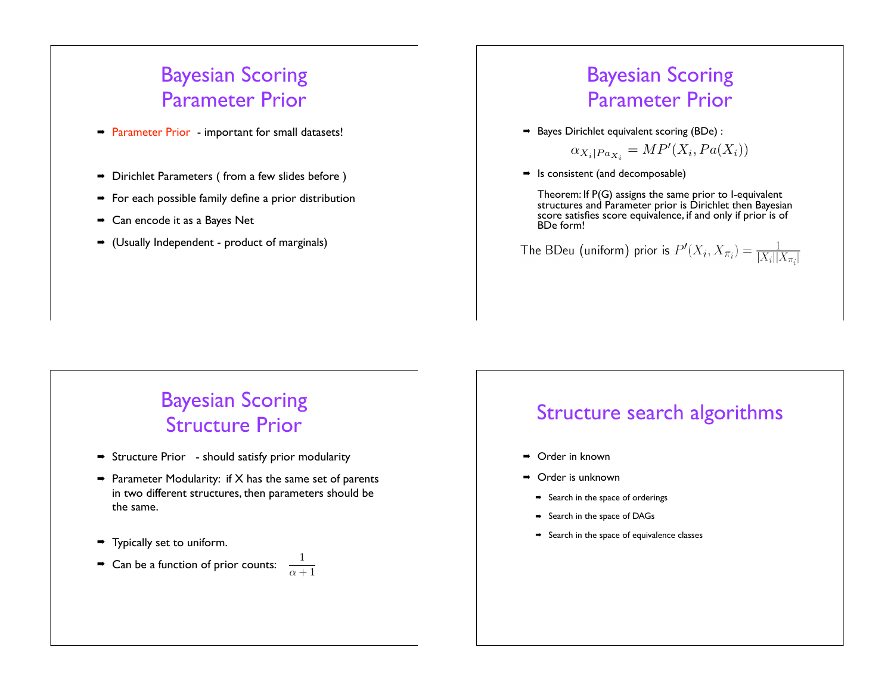## Bayesian Scoring
## Parameter Prior

- Parameter Prior - important for small datasets!
- Dirichlet Parameters ( from a few slides before )
- For each possible family define a prior distribution
- Can encode it as a Bayes Net
- (Usually Independent - product of marginals)

## Bayesian Scoring
## Parameter Prior

- Bayes Dirichlet equivalent scoring (BDe) :

$$\alpha_{X_i|Pa_{X_i}} = MP'(X_i, Pa(X_i))$$

- Is consistent (and decomposable)

Theorem: If P(G) assigns the same prior to I-equivalent structures and Parameter prior is Dirichlet then Bayesian score satisfies score equivalence, if and only if prior is of BDe form!

The BDeu (uniform) prior is $P'(X_i, X_{\pi_i}) = \frac{1}{|X_i||X_{\pi_i}|}$

## Bayesian Scoring
## Structure Prior

- Structure Prior - should satisfy prior modularity
- Parameter Modularity: if X has the same set of parents in two different structures, then parameters should be the same.
- Typically set to uniform.
- Can be a function of prior counts: $\frac{1}{\alpha + 1}$

## Structure search algorithms

- Order in known
- Order is unknown
  - Search in the space of orderings
  - Search in the space of DAGs
  - Search in the space of equivalence classes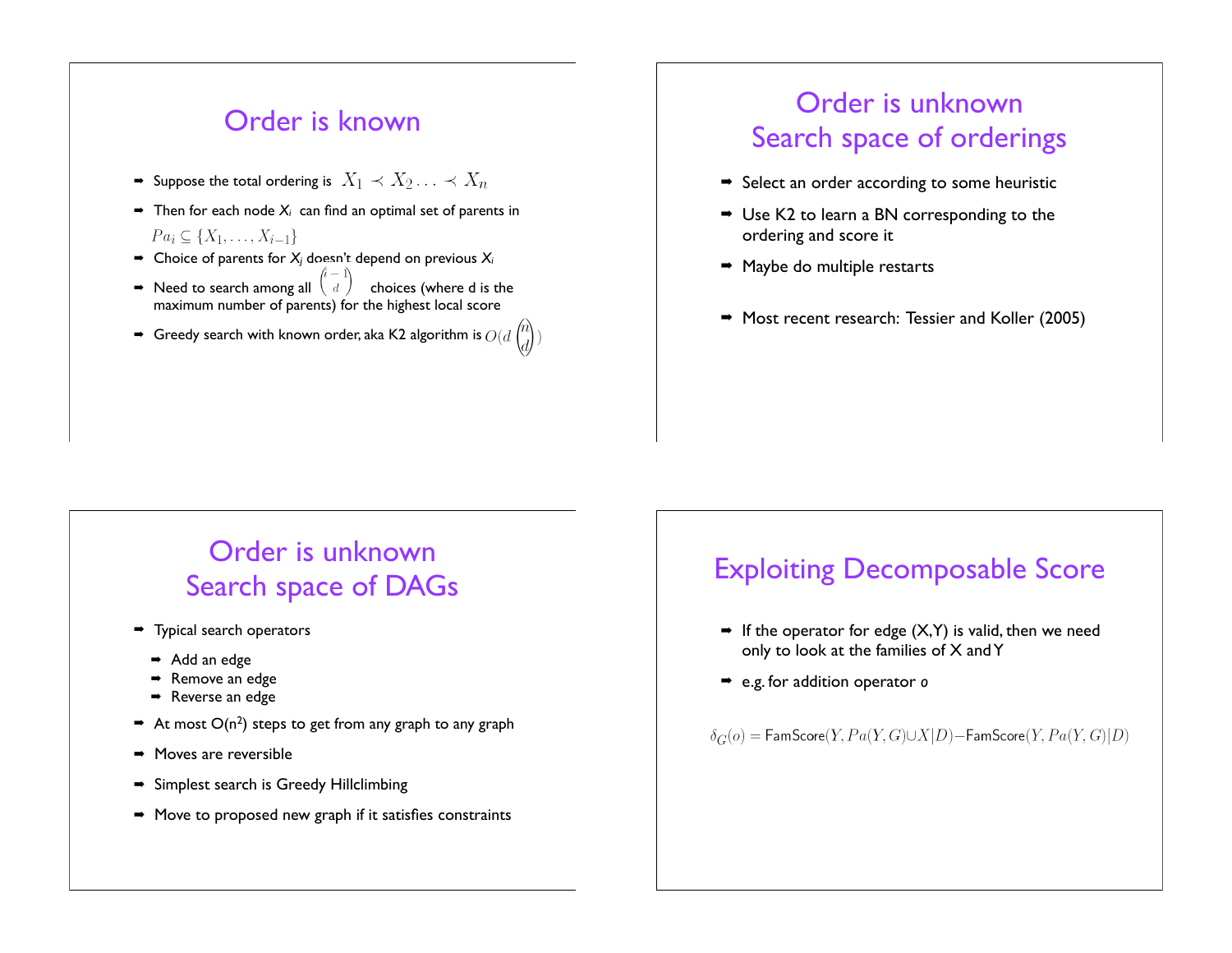## Order is known

- Suppose the total ordering is $X_1 \prec X_2 \ldots \prec X_n$
- Then for each node $X_i$ can find an optimal set of parents in $Pa_i \subseteq \{X_1, \ldots, X_{i-1}\}$
- Choice of parents for $X_j$ doesn't depend on previous $X_i$
- Need to search among all $\binom{i-1}{d}$ choices (where d is the maximum number of parents) for the highest local score
- Greedy search with known order, aka K2 algorithm is $O(d \binom{n}{d})$

## Order is unknown Search space of orderings

- Select an order according to some heuristic
- Use K2 to learn a BN corresponding to the ordering and score it
- Maybe do multiple restarts
- Most recent research: Tessier and Koller (2005)

## Order is unknown Search space of DAGs

- Typical search operators
  - Add an edge
  - Remove an edge
  - Reverse an edge
- At most $O(n^2)$ steps to get from any graph to any graph
- Moves are reversible
- Simplest search is Greedy Hillclimbing
- Move to proposed new graph if it satisfies constraints

## Exploiting Decomposable Score

- If the operator for edge (X,Y) is valid, then we need only to look at the families of X and Y
- e.g. for addition operator *o*

$$\delta_G(o) = \text{FamScore}(Y, Pa(Y,G) \cup X | D) - \text{FamScore}(Y, Pa(Y,G) | D)$$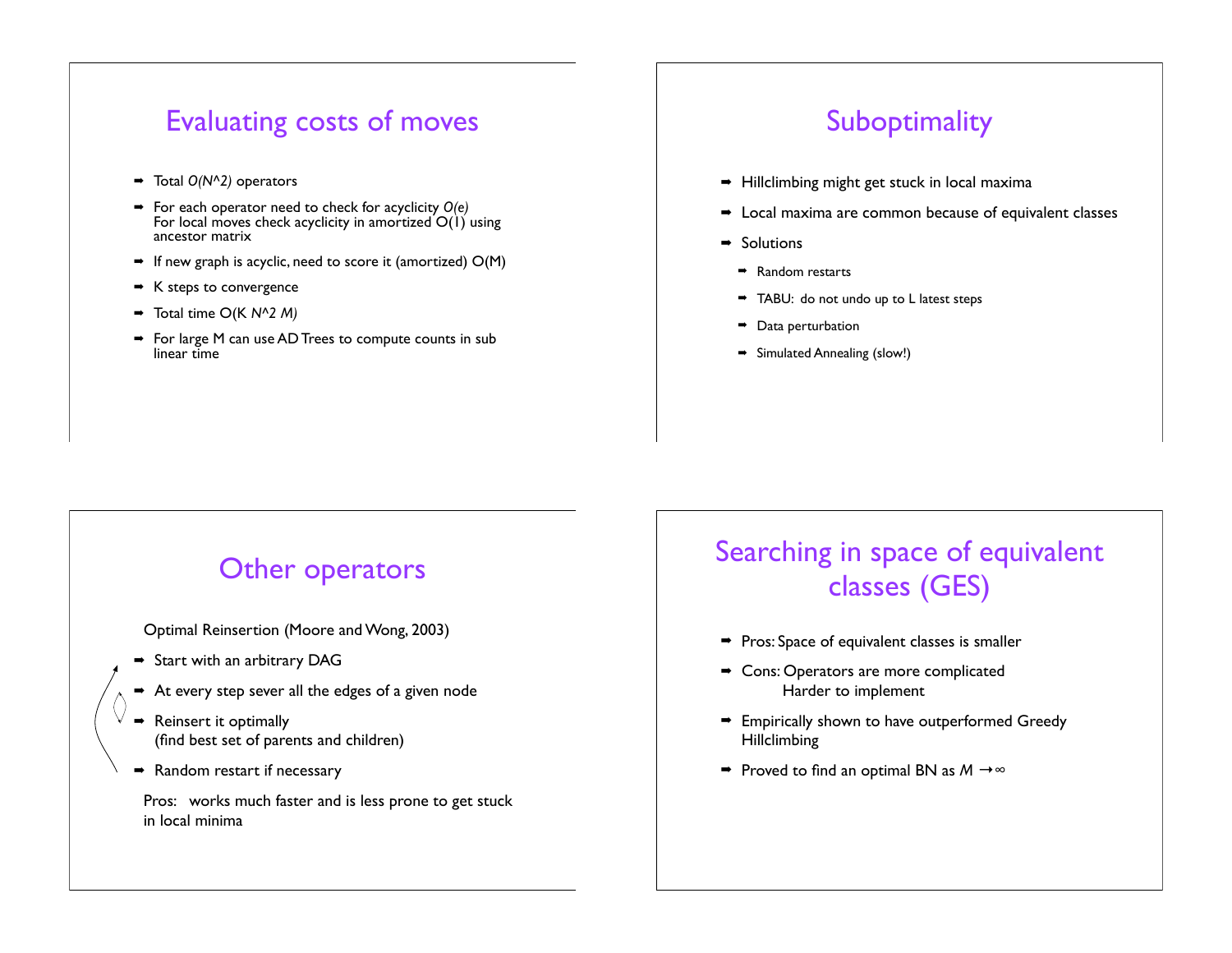## Evaluating costs of moves

- Total $O(N^2)$ operators
- For each operator need to check for acyclicity $O(e)$
  For local moves check acyclicity in amortized O(1) using ancestor matrix
- If new graph is acyclic, need to score it (amortized) O(M)
- K steps to convergence
- Total time $O(K N^2 M)$
- For large M can use AD Trees to compute counts in sub linear time

## Suboptimality

- Hillclimbing might get stuck in local maxima
- Local maxima are common because of equivalent classes
- Solutions
  - Random restarts
  - TABU: do not undo up to L latest steps
  - Data perturbation
  - Simulated Annealing (slow!)

## Other operators

Optimal Reinsertion (Moore and Wong, 2003)

- Start with an arbitrary DAG
- At every step sever all the edges of a given node
- Reinsert it optimally
  (find best set of parents and children)
- Random restart if necessary

Pros: works much faster and is less prone to get stuck in local minima

## Searching in space of equivalent classes (GES)

- Pros: Space of equivalent classes is smaller
- Cons: Operators are more complicated
  Harder to implement
- Empirically shown to have outperformed Greedy Hillclimbing
- Proved to find an optimal BN as $M \to \infty$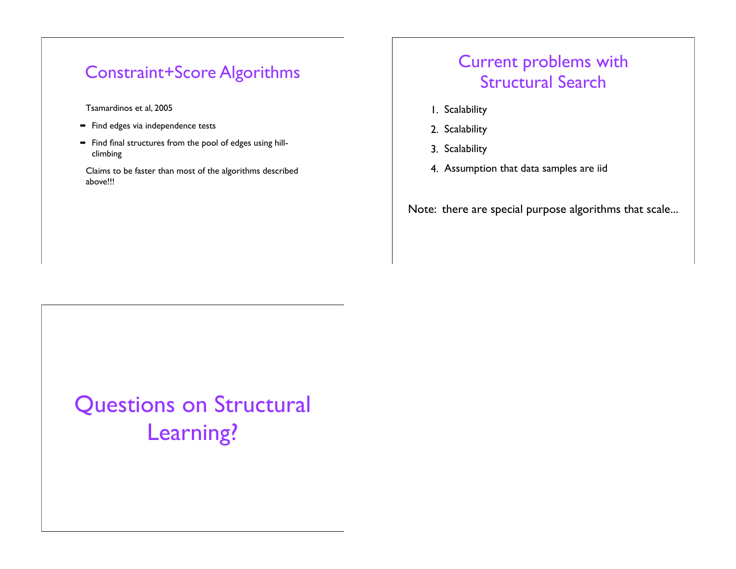## Constraint+Score Algorithms

Tsamardinos et al, 2005

- Find edges via independence tests
- Find final structures from the pool of edges using hill-climbing

Claims to be faster than most of the algorithms described above!!!

## Current problems with Structural Search

1. Scalability
2. Scalability
3. Scalability
4. Assumption that data samples are iid

Note: there are special purpose algorithms that scale...

# Questions on Structural Learning?